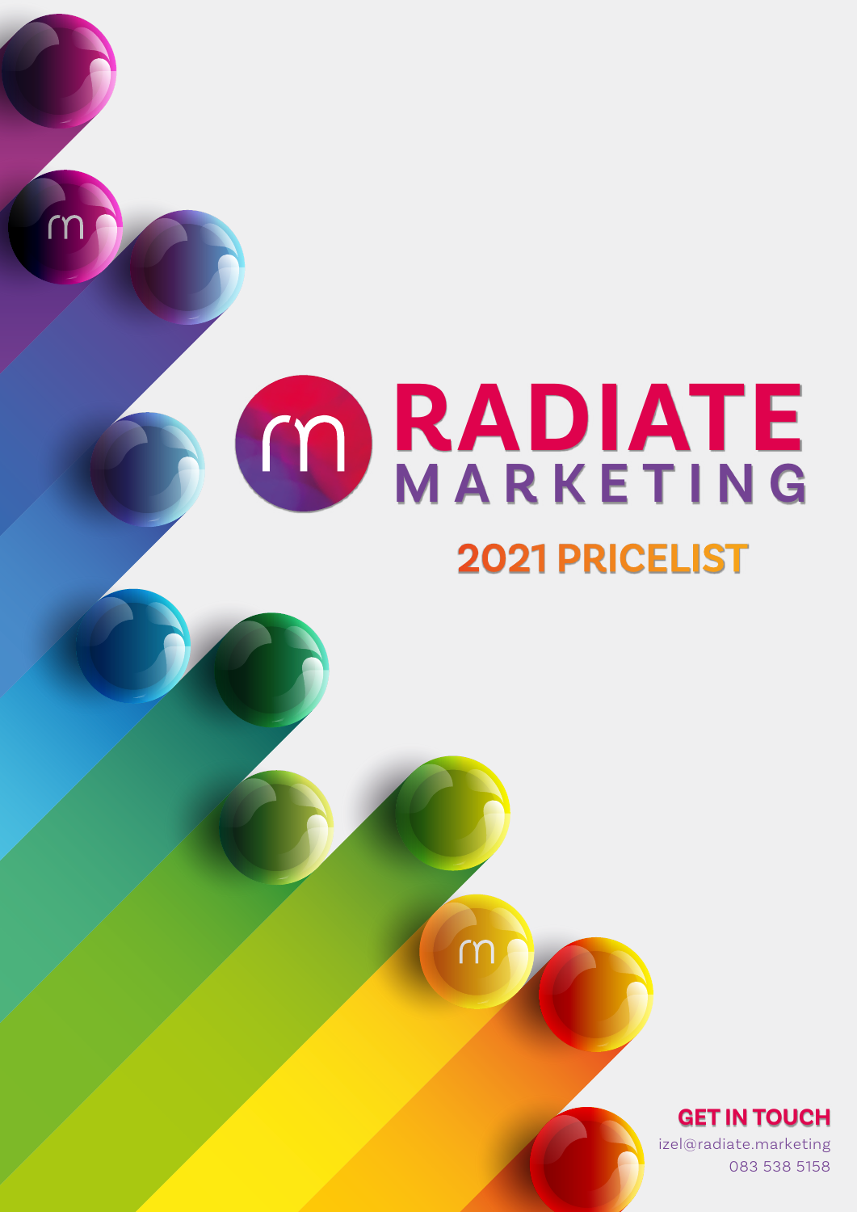# RADIATE MARKETING

## 2021 PRICELIST

**GET IN TOUCH**

izel@radiate.marketing

083 538 5158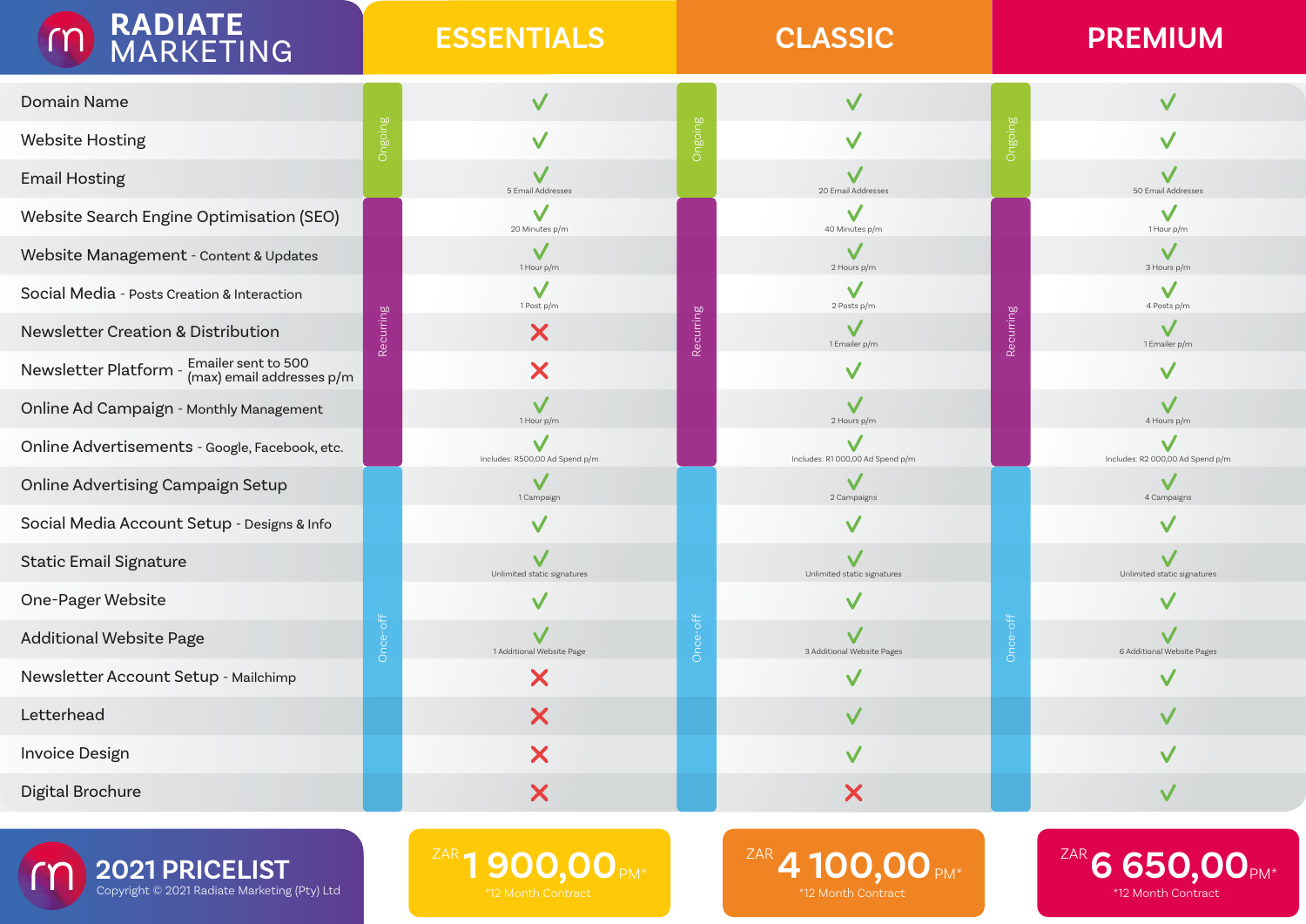# RADIATE MARKETING

| | | ESSENTIALS | CLASSIC | PREMIUM |
|---|---|---|---|---|
| Domain Name | Ongoing | ✓ | ✓ | ✓ |
| Website Hosting | Ongoing | ✓ | ✓ | ✓ |
| Email Hosting | Ongoing | ✓ 5 Email Addresses | ✓ 20 Email Addresses | ✓ 50 Email Addresses |
| Website Search Engine Optimisation (SEO) | Recurring | ✓ 20 Minutes p/m | ✓ 40 Minutes p/m | ✓ 1 Hour p/m |
| Website Management - Content & Updates | Recurring | ✓ 1 Hour p/m | ✓ 2 Hours p/m | ✓ 3 Hours p/m |
| Social Media - Posts Creation & Interaction | Recurring | ✓ 1 Post p/m | ✓ 2 Posts p/m | ✓ 4 Posts p/m |
| Newsletter Creation & Distribution | Recurring | ✗ | ✓ 1 Emailer p/m | ✓ 1 Emailer p/m |
| Newsletter Platform - Emailer sent to 500 (max) email addresses p/m | Recurring | ✗ | ✓ | ✓ |
| Online Ad Campaign - Monthly Management | Recurring | ✓ 1 Hour p/m | ✓ 2 Hours p/m | ✓ 4 Hours p/m |
| Online Advertisements - Google, Facebook, etc. | Recurring | ✓ Includes: R500,00 Ad Spend p/m | ✓ Includes: R1 000,00 Ad Spend p/m | ✓ Includes: R2 000,00 Ad Spend p/m |
| Online Advertising Campaign Setup | Once-off | ✓ 1 Campaign | ✓ 2 Campaigns | ✓ 4 Campaigns |
| Social Media Account Setup - Designs & Info | Once-off | ✓ | ✓ | ✓ |
| Static Email Signature | Once-off | ✓ Unlimited static signatures | ✓ Unlimited static signatures | ✓ Unlimited static signatures |
| One-Pager Website | Once-off | ✓ | ✓ | ✓ |
| Additional Website Page | Once-off | ✓ 1 Additional Website Page | ✓ 3 Additional Website Pages | ✓ 6 Additional Website Pages |
| Newsletter Account Setup - Mailchimp | Once-off | ✗ | ✓ | ✓ |
| Letterhead | Once-off | ✗ | ✓ | ✓ |
| Invoice Design | Once-off | ✗ | ✓ | ✓ |
| Digital Brochure | Once-off | ✗ | ✗ | ✓ |
| **2021 PRICELIST** | | ZAR 1 900,00 PM* *12 Month Contract | ZAR 4 100,00 PM* *12 Month Contract | ZAR 6 650,00 PM* *12 Month Contract |

Copyright © 2021 Radiate Marketing (Pty) Ltd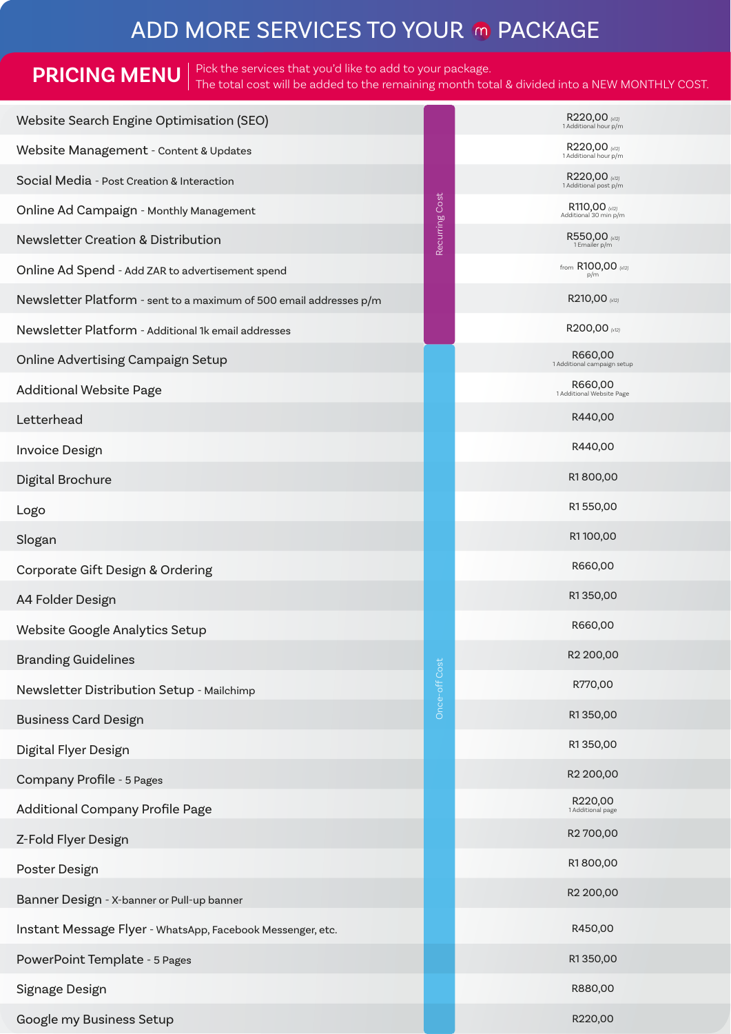# ADD MORE SERVICES TO YOUR m PACKAGE

## PRICING MENU

Pick the services that you'd like to add to your package.
The total cost will be added to the remaining month total & divided into a NEW MONTHLY COST.

| | | |
|---|---|---|
| Website Search Engine Optimisation (SEO) | Recurring Cost | R220,00 (x12) 1 Additional hour p/m |
| Website Management - Content & Updates | Recurring Cost | R220,00 (x12) 1 Additional hour p/m |
| Social Media - Post Creation & Interaction | Recurring Cost | R220,00 (x12) 1 Additional post p/m |
| Online Ad Campaign - Monthly Management | Recurring Cost | R110,00 (x12) Additional 30 min p/m |
| Newsletter Creation & Distribution | Recurring Cost | R550,00 (x12) 1 Emailer p/m |
| Online Ad Spend - Add ZAR to advertisement spend | Recurring Cost | from R100,00 (x12) p/m |
| Newsletter Platform - sent to a maximum of 500 email addresses p/m | Recurring Cost | R210,00 (x12) |
| Newsletter Platform - Additional 1k email addresses | Recurring Cost | R200,00 (x12) |
| Online Advertising Campaign Setup | Once-off Cost | R660,00 1 Additional campaign setup |
| Additional Website Page | Once-off Cost | R660,00 1 Additional Website Page |
| Letterhead | Once-off Cost | R440,00 |
| Invoice Design | Once-off Cost | R440,00 |
| Digital Brochure | Once-off Cost | R1 800,00 |
| Logo | Once-off Cost | R1 550,00 |
| Slogan | Once-off Cost | R1 100,00 |
| Corporate Gift Design & Ordering | Once-off Cost | R660,00 |
| A4 Folder Design | Once-off Cost | R1 350,00 |
| Website Google Analytics Setup | Once-off Cost | R660,00 |
| Branding Guidelines | Once-off Cost | R2 200,00 |
| Newsletter Distribution Setup - Mailchimp | Once-off Cost | R770,00 |
| Business Card Design | Once-off Cost | R1 350,00 |
| Digital Flyer Design | Once-off Cost | R1 350,00 |
| Company Profile - 5 Pages | Once-off Cost | R2 200,00 |
| Additional Company Profile Page | Once-off Cost | R220,00 1 Additional page |
| Z-Fold Flyer Design | Once-off Cost | R2 700,00 |
| Poster Design | Once-off Cost | R1 800,00 |
| Banner Design - X-banner or Pull-up banner | Once-off Cost | R2 200,00 |
| Instant Message Flyer - WhatsApp, Facebook Messenger, etc. | Once-off Cost | R450,00 |
| PowerPoint Template - 5 Pages | Once-off Cost | R1 350,00 |
| Signage Design | Once-off Cost | R880,00 |
| Google my Business Setup | Once-off Cost | R220,00 |